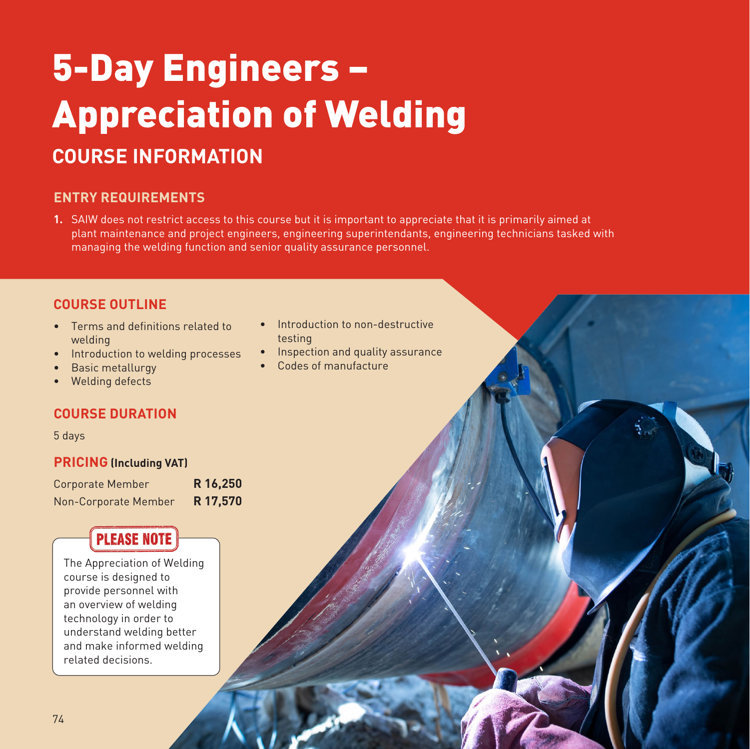# 5-Day Engineers – Appreciation of Welding

## COURSE INFORMATION

### ENTRY REQUIREMENTS

1. SAIW does not restrict access to this course but it is important to appreciate that it is primarily aimed at plant maintenance and project engineers, engineering superintendants, engineering technicians tasked with managing the welding function and senior quality assurance personnel.

### COURSE OUTLINE

- Terms and definitions related to welding
- Introduction to welding processes
- Basic metallurgy
- Welding defects
- Introduction to non-destructive testing
- Inspection and quality assurance
- Codes of manufacture

### COURSE DURATION

5 days

### PRICING (Including VAT)

| | |
|---|---|
| Corporate Member | **R 16,250** |
| Non-Corporate Member | **R 17,570** |

**PLEASE NOTE**

The Appreciation of Welding course is designed to provide personnel with an overview of welding technology in order to understand welding better and make informed welding related decisions.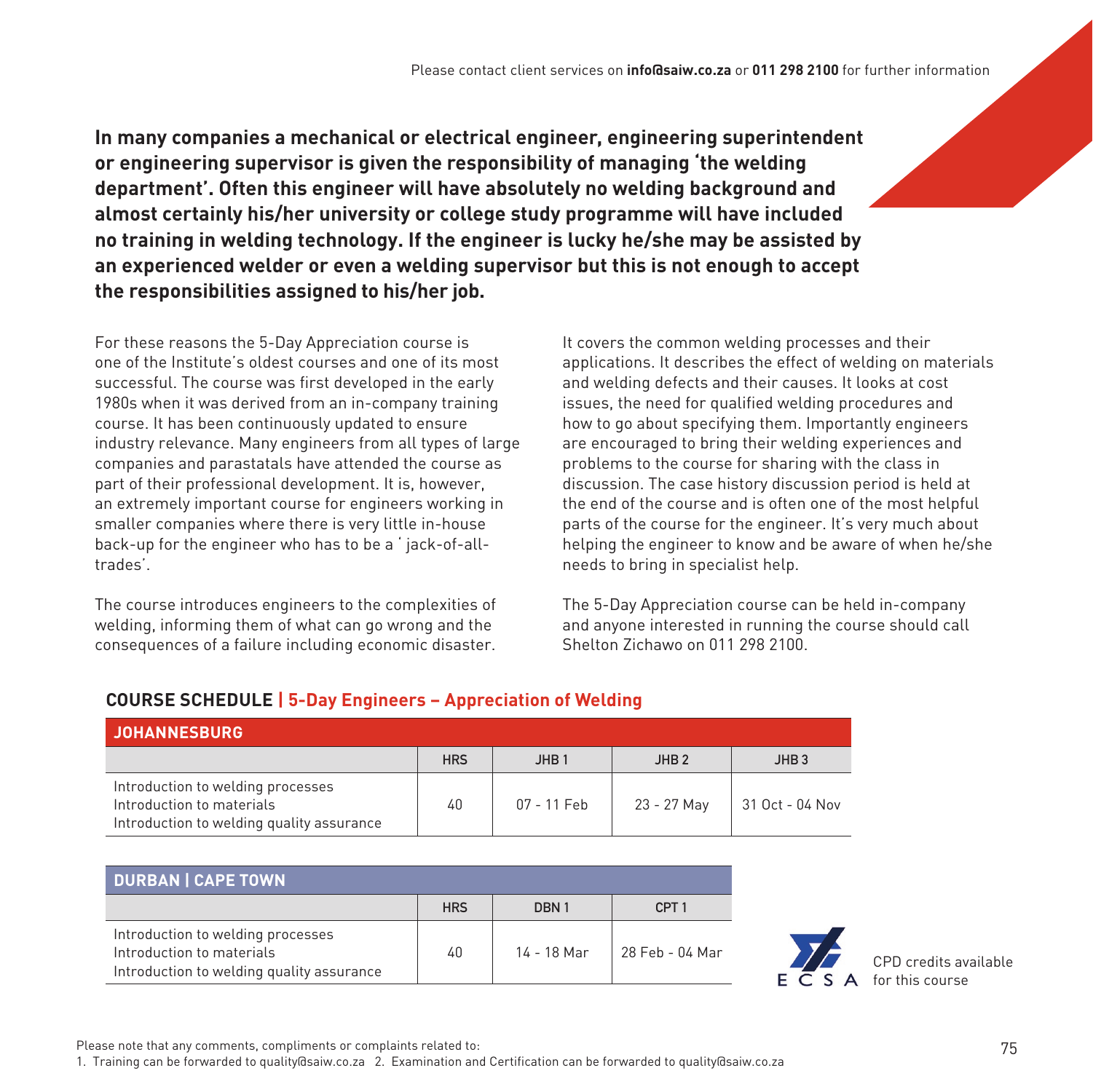Please contact client services on **info@saiw.co.za** or **011 298 2100** for further information

**In many companies a mechanical or electrical engineer, engineering superintendent or engineering supervisor is given the responsibility of managing 'the welding department'. Often this engineer will have absolutely no welding background and almost certainly his/her university or college study programme will have included no training in welding technology. If the engineer is lucky he/she may be assisted by an experienced welder or even a welding supervisor but this is not enough to accept the responsibilities assigned to his/her job.**

For these reasons the 5-Day Appreciation course is one of the Institute's oldest courses and one of its most successful. The course was first developed in the early 1980s when it was derived from an in-company training course. It has been continuously updated to ensure industry relevance. Many engineers from all types of large companies and parastatals have attended the course as part of their professional development. It is, however, an extremely important course for engineers working in smaller companies where there is very little in-house back-up for the engineer who has to be a ' jack-of-all-trades'.

The course introduces engineers to the complexities of welding, informing them of what can go wrong and the consequences of a failure including economic disaster.

It covers the common welding processes and their applications. It describes the effect of welding on materials and welding defects and their causes. It looks at cost issues, the need for qualified welding procedures and how to go about specifying them. Importantly engineers are encouraged to bring their welding experiences and problems to the course for sharing with the class in discussion. The case history discussion period is held at the end of the course and is often one of the most helpful parts of the course for the engineer. It's very much about helping the engineer to know and be aware of when he/she needs to bring in specialist help.

The 5-Day Appreciation course can be held in-company and anyone interested in running the course should call Shelton Zichawo on 011 298 2100.

## COURSE SCHEDULE | 5-Day Engineers – Appreciation of Welding

**JOHANNESBURG**

| | HRS | JHB 1 | JHB 2 | JHB 3 |
|---|---|---|---|---|
| Introduction to welding processes<br>Introduction to materials<br>Introduction to welding quality assurance | 40 | 07 - 11 Feb | 23 - 27 May | 31 Oct - 04 Nov |

**DURBAN | CAPE TOWN**

| | HRS | DBN 1 | CPT 1 |
|---|---|---|---|
| Introduction to welding processes<br>Introduction to materials<br>Introduction to welding quality assurance | 40 | 14 - 18 Mar | 28 Feb - 04 Mar |

ECSA

CPD credits available for this course

Please note that any comments, compliments or complaints related to:
1. Training can be forwarded to quality@saiw.co.za 2. Examination and Certification can be forwarded to quality@saiw.co.za